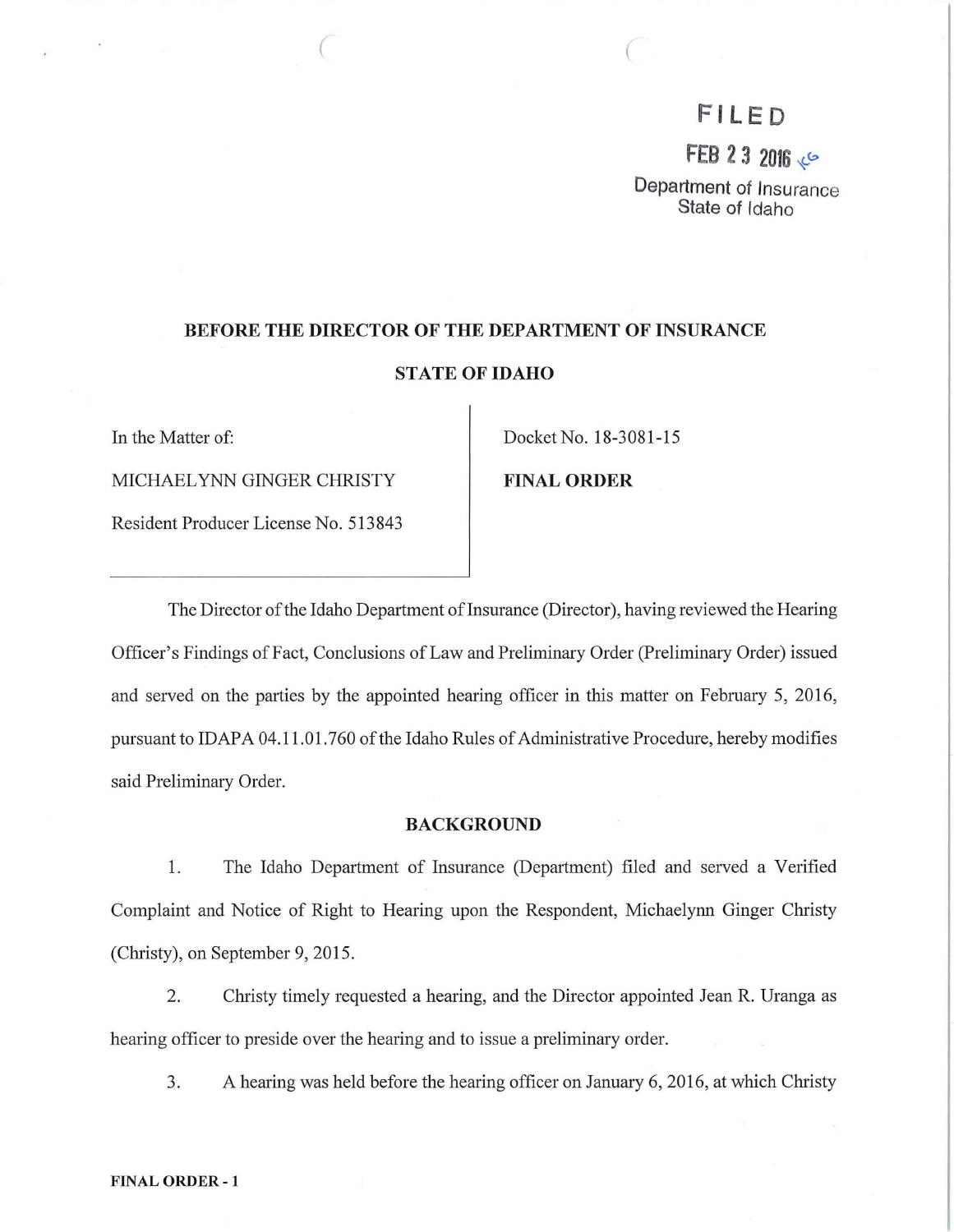FILED

FEB 23 2016

Department of Insurance
State of Idaho

**BEFORE THE DIRECTOR OF THE DEPARTMENT OF INSURANCE**

**STATE OF IDAHO**

| | |
|---|---|
| In the Matter of: | Docket No. 18-3081-15 |
| MICHAELYNN GINGER CHRISTY | **FINAL ORDER** |
| Resident Producer License No. 513843 | |

The Director of the Idaho Department of Insurance (Director), having reviewed the Hearing Officer's Findings of Fact, Conclusions of Law and Preliminary Order (Preliminary Order) issued and served on the parties by the appointed hearing officer in this matter on February 5, 2016, pursuant to IDAPA 04.11.01.760 of the Idaho Rules of Administrative Procedure, hereby modifies said Preliminary Order.

**BACKGROUND**

1. The Idaho Department of Insurance (Department) filed and served a Verified Complaint and Notice of Right to Hearing upon the Respondent, Michaelynn Ginger Christy (Christy), on September 9, 2015.

2. Christy timely requested a hearing, and the Director appointed Jean R. Uranga as hearing officer to preside over the hearing and to issue a preliminary order.

3. A hearing was held before the hearing officer on January 6, 2016, at which Christy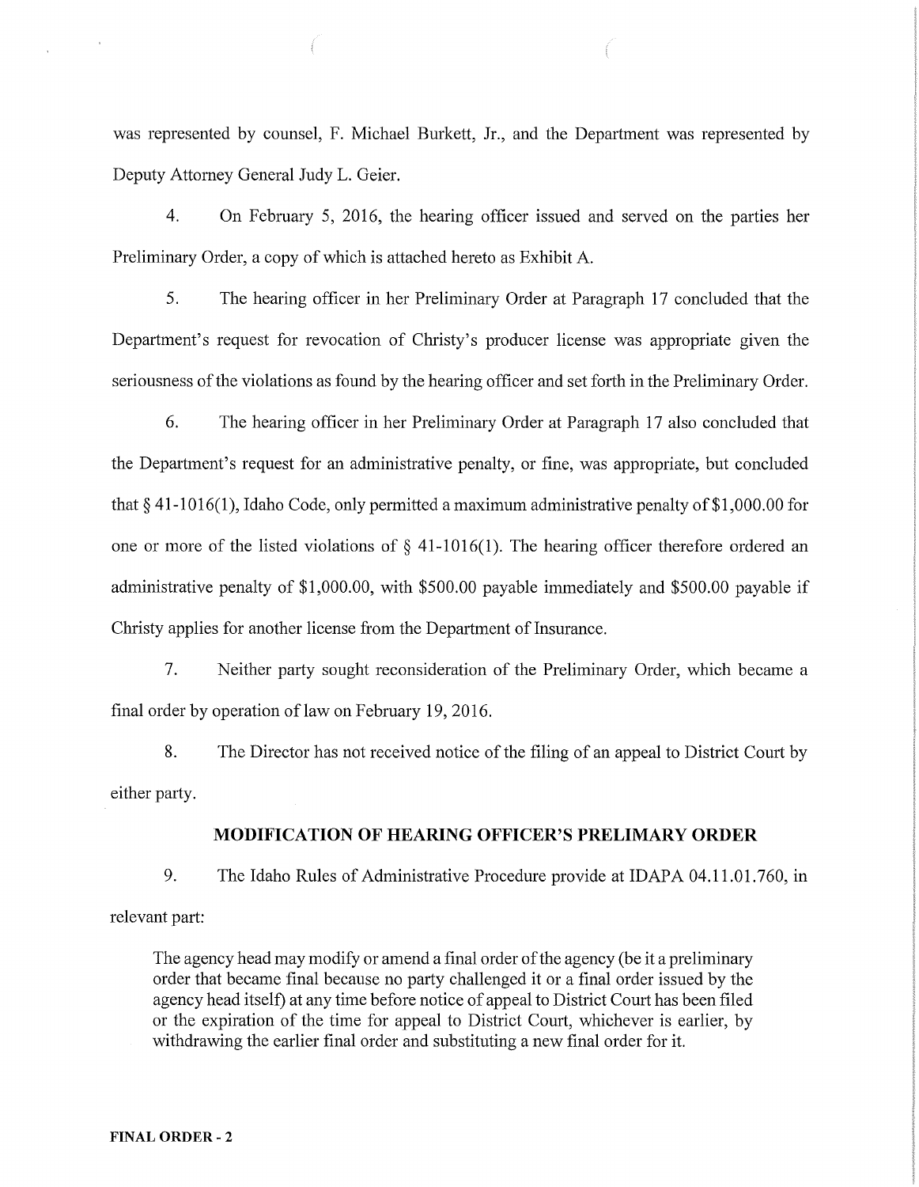was represented by counsel, F. Michael Burkett, Jr., and the Department was represented by Deputy Attorney General Judy L. Geier.

4. On February 5, 2016, the hearing officer issued and served on the parties her Preliminary Order, a copy of which is attached hereto as Exhibit A.

5. The hearing officer in her Preliminary Order at Paragraph 17 concluded that the Department's request for revocation of Christy's producer license was appropriate given the seriousness of the violations as found by the hearing officer and set forth in the Preliminary Order.

6. The hearing officer in her Preliminary Order at Paragraph 17 also concluded that the Department's request for an administrative penalty, or fine, was appropriate, but concluded that § 41-1016(1), Idaho Code, only permitted a maximum administrative penalty of $1,000.00 for one or more of the listed violations of § 41-1016(1). The hearing officer therefore ordered an administrative penalty of $1,000.00, with $500.00 payable immediately and $500.00 payable if Christy applies for another license from the Department of Insurance.

7. Neither party sought reconsideration of the Preliminary Order, which became a final order by operation of law on February 19, 2016.

8. The Director has not received notice of the filing of an appeal to District Court by either party.

**MODIFICATION OF HEARING OFFICER'S PRELIMARY ORDER**

9. The Idaho Rules of Administrative Procedure provide at IDAPA 04.11.01.760, in relevant part:

> The agency head may modify or amend a final order of the agency (be it a preliminary order that became final because no party challenged it or a final order issued by the agency head itself) at any time before notice of appeal to District Court has been filed or the expiration of the time for appeal to District Court, whichever is earlier, by withdrawing the earlier final order and substituting a new final order for it.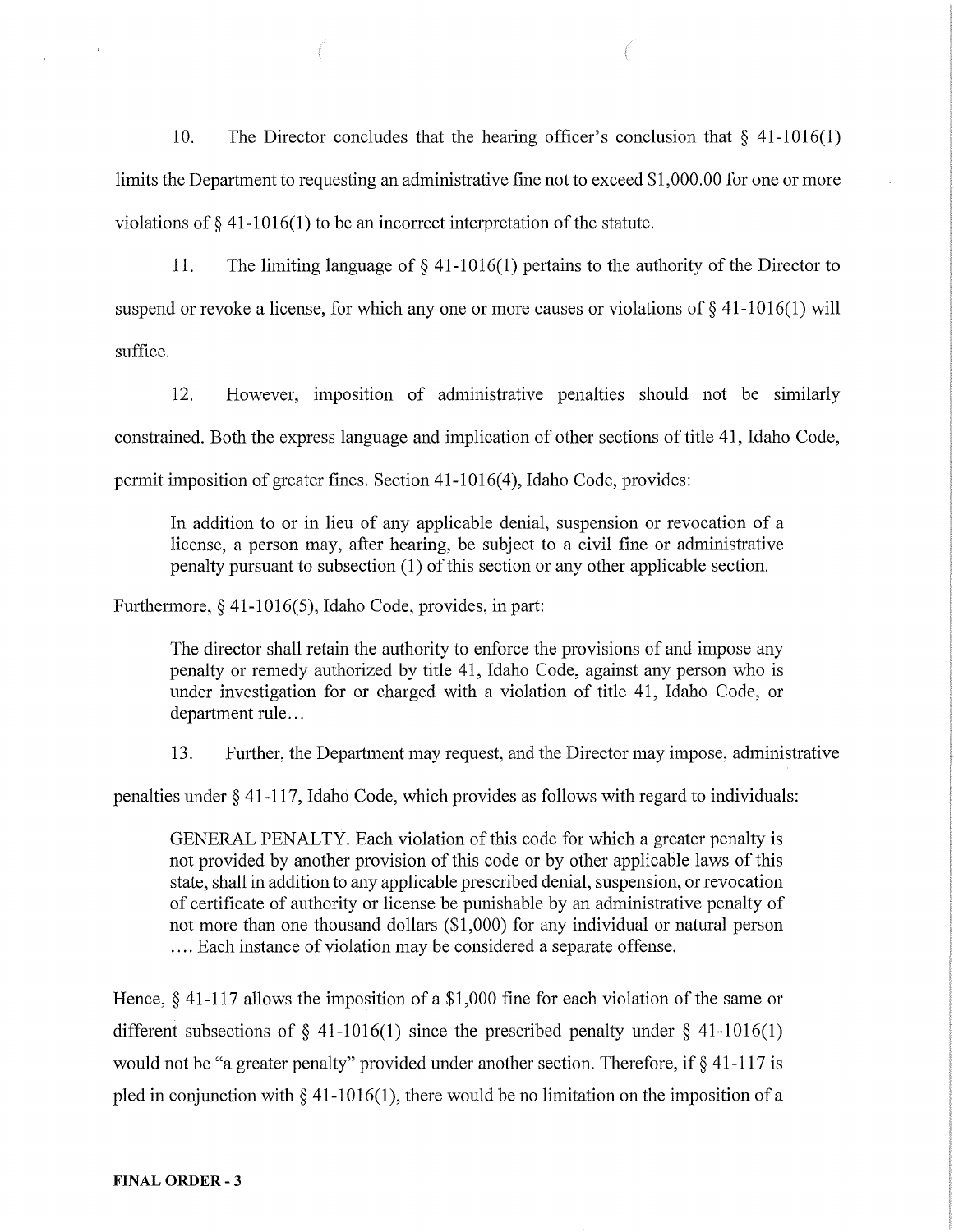10. The Director concludes that the hearing officer's conclusion that § 41-1016(1) limits the Department to requesting an administrative fine not to exceed $1,000.00 for one or more violations of § 41-1016(1) to be an incorrect interpretation of the statute.

11. The limiting language of § 41-1016(1) pertains to the authority of the Director to suspend or revoke a license, for which any one or more causes or violations of § 41-1016(1) will suffice.

12. However, imposition of administrative penalties should not be similarly constrained. Both the express language and implication of other sections of title 41, Idaho Code, permit imposition of greater fines. Section 41-1016(4), Idaho Code, provides:

> In addition to or in lieu of any applicable denial, suspension or revocation of a license, a person may, after hearing, be subject to a civil fine or administrative penalty pursuant to subsection (1) of this section or any other applicable section.

Furthermore, § 41-1016(5), Idaho Code, provides, in part:

> The director shall retain the authority to enforce the provisions of and impose any penalty or remedy authorized by title 41, Idaho Code, against any person who is under investigation for or charged with a violation of title 41, Idaho Code, or department rule...

13. Further, the Department may request, and the Director may impose, administrative penalties under § 41-117, Idaho Code, which provides as follows with regard to individuals:

> GENERAL PENALTY. Each violation of this code for which a greater penalty is not provided by another provision of this code or by other applicable laws of this state, shall in addition to any applicable prescribed denial, suspension, or revocation of certificate of authority or license be punishable by an administrative penalty of not more than one thousand dollars ($1,000) for any individual or natural person .... Each instance of violation may be considered a separate offense.

Hence, § 41-117 allows the imposition of a $1,000 fine for each violation of the same or different subsections of § 41-1016(1) since the prescribed penalty under § 41-1016(1) would not be "a greater penalty" provided under another section. Therefore, if § 41-117 is pled in conjunction with § 41-1016(1), there would be no limitation on the imposition of a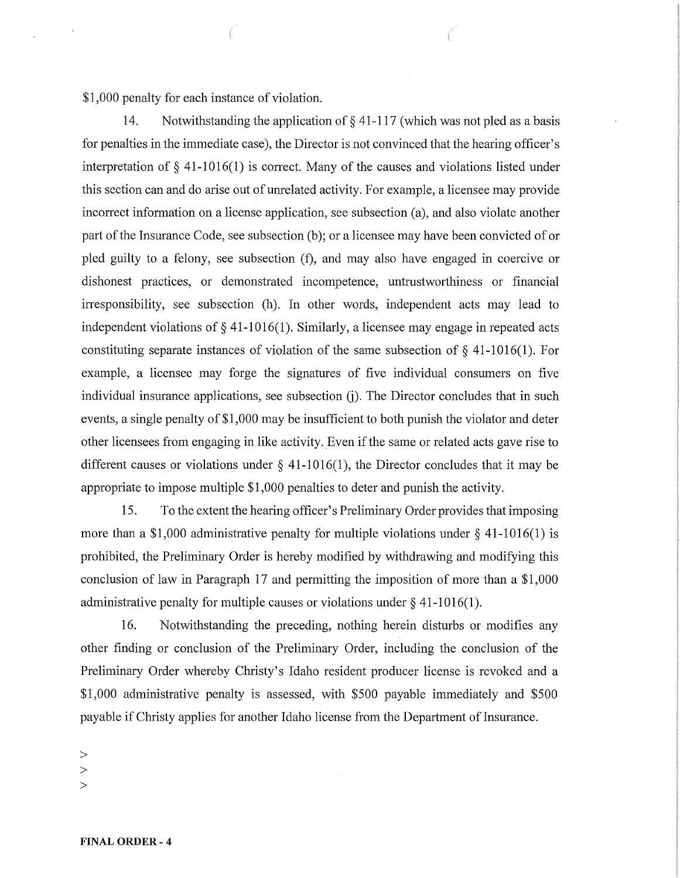$1,000 penalty for each instance of violation.

14. Notwithstanding the application of § 41-117 (which was not pled as a basis for penalties in the immediate case), the Director is not convinced that the hearing officer's interpretation of § 41-1016(1) is correct. Many of the causes and violations listed under this section can and do arise out of unrelated activity. For example, a licensee may provide incorrect information on a license application, see subsection (a), and also violate another part of the Insurance Code, see subsection (b); or a licensee may have been convicted of or pled guilty to a felony, see subsection (f), and may also have engaged in coercive or dishonest practices, or demonstrated incompetence, untrustworthiness or financial irresponsibility, see subsection (h). In other words, independent acts may lead to independent violations of § 41-1016(1). Similarly, a licensee may engage in repeated acts constituting separate instances of violation of the same subsection of § 41-1016(1). For example, a licensee may forge the signatures of five individual consumers on five individual insurance applications, see subsection (j). The Director concludes that in such events, a single penalty of $1,000 may be insufficient to both punish the violator and deter other licensees from engaging in like activity. Even if the same or related acts gave rise to different causes or violations under § 41-1016(1), the Director concludes that it may be appropriate to impose multiple $1,000 penalties to deter and punish the activity.

15. To the extent the hearing officer's Preliminary Order provides that imposing more than a $1,000 administrative penalty for multiple violations under § 41-1016(1) is prohibited, the Preliminary Order is hereby modified by withdrawing and modifying this conclusion of law in Paragraph 17 and permitting the imposition of more than a $1,000 administrative penalty for multiple causes or violations under § 41-1016(1).

16. Notwithstanding the preceding, nothing herein disturbs or modifies any other finding or conclusion of the Preliminary Order, including the conclusion of the Preliminary Order whereby Christy's Idaho resident producer license is revoked and a $1,000 administrative penalty is assessed, with $500 payable immediately and $500 payable if Christy applies for another Idaho license from the Department of Insurance.

>
>
>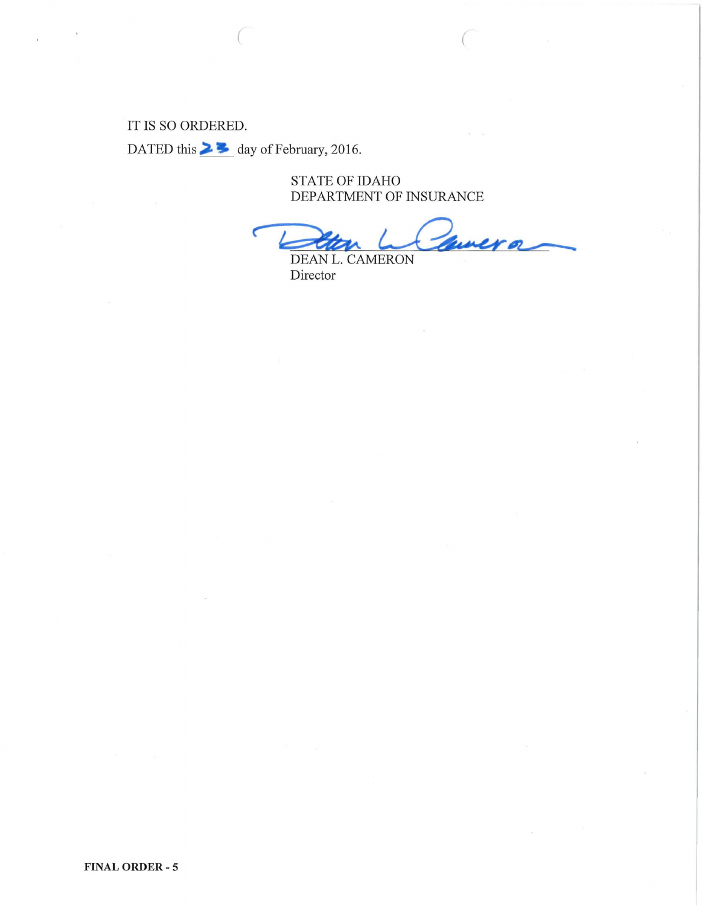IT IS SO ORDERED.

DATED this 23 day of February, 2016.

STATE OF IDAHO
DEPARTMENT OF INSURANCE

DEAN L. CAMERON
Director

**FINAL ORDER - 5**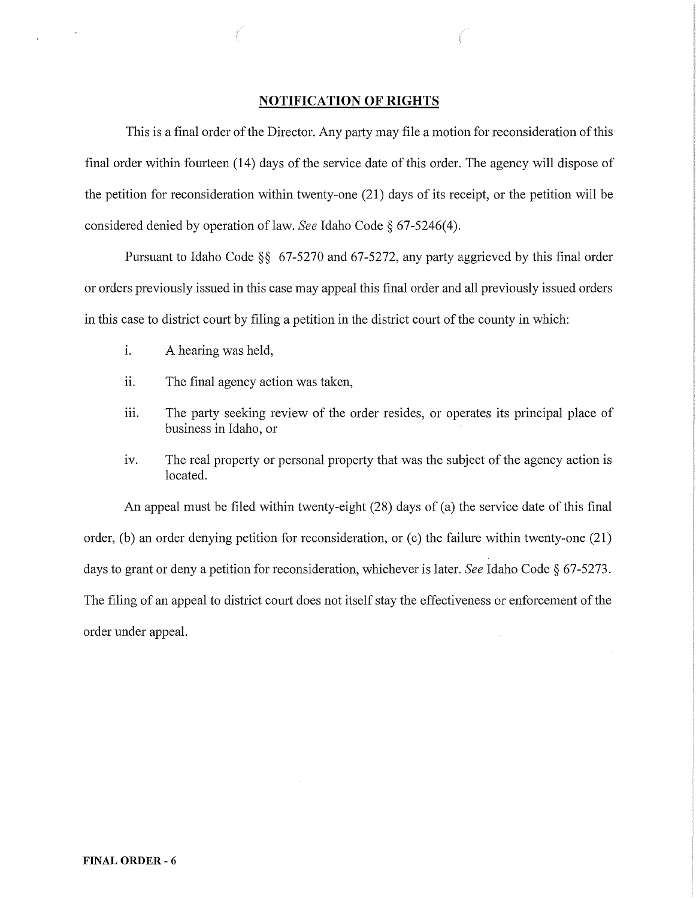## NOTIFICATION OF RIGHTS

This is a final order of the Director. Any party may file a motion for reconsideration of this final order within fourteen (14) days of the service date of this order. The agency will dispose of the petition for reconsideration within twenty-one (21) days of its receipt, or the petition will be considered denied by operation of law. *See* Idaho Code § 67-5246(4).

Pursuant to Idaho Code §§ 67-5270 and 67-5272, any party aggrieved by this final order or orders previously issued in this case may appeal this final order and all previously issued orders in this case to district court by filing a petition in the district court of the county in which:

i. A hearing was held,

ii. The final agency action was taken,

iii. The party seeking review of the order resides, or operates its principal place of business in Idaho, or

iv. The real property or personal property that was the subject of the agency action is located.

An appeal must be filed within twenty-eight (28) days of (a) the service date of this final order, (b) an order denying petition for reconsideration, or (c) the failure within twenty-one (21) days to grant or deny a petition for reconsideration, whichever is later. *See* Idaho Code § 67-5273. The filing of an appeal to district court does not itself stay the effectiveness or enforcement of the order under appeal.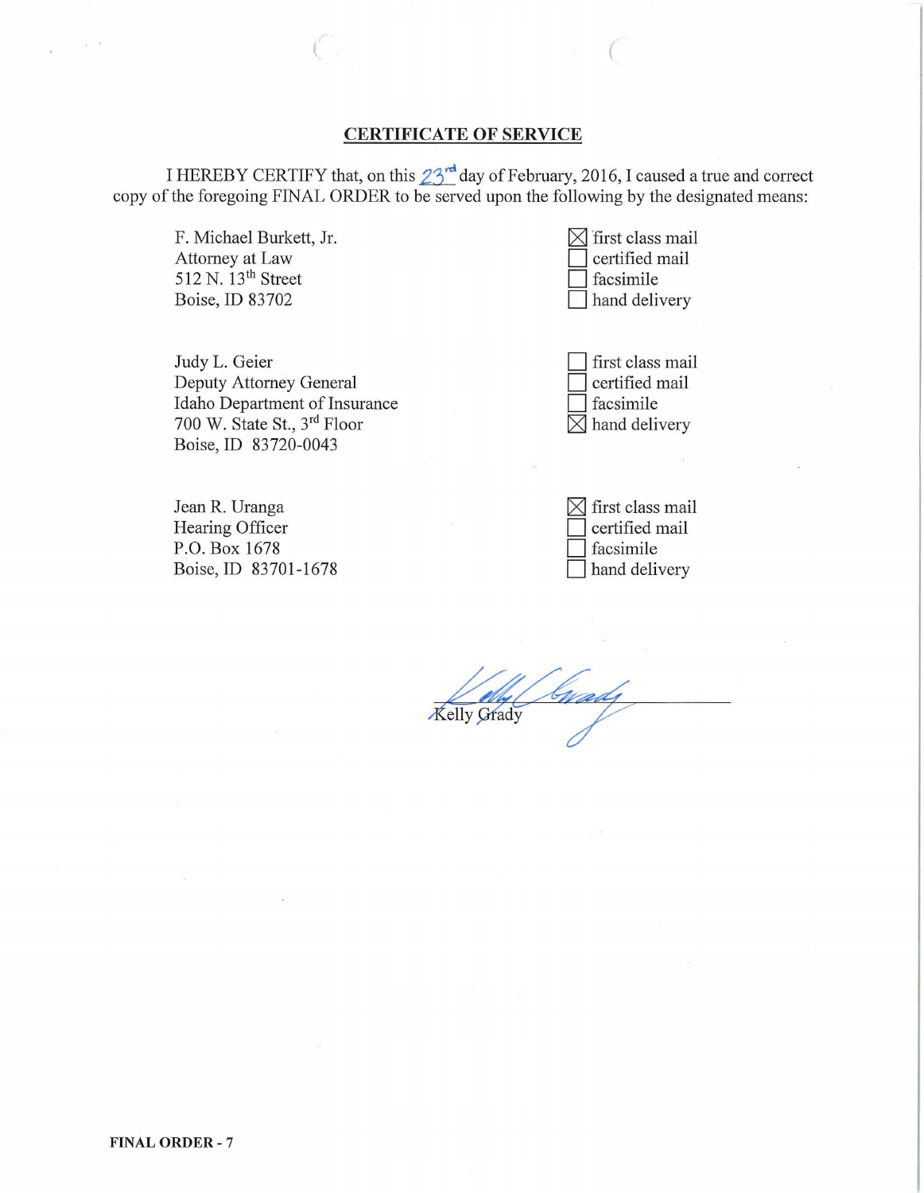## CERTIFICATE OF SERVICE

I HEREBY CERTIFY that, on this 23rd day of February, 2016, I caused a true and correct copy of the foregoing FINAL ORDER to be served upon the following by the designated means:

| | |
|---|---|
| F. Michael Burkett, Jr.<br>Attorney at Law<br>512 N. 13th Street<br>Boise, ID 83702 | ☒ first class mail<br>☐ certified mail<br>☐ facsimile<br>☐ hand delivery |
| Judy L. Geier<br>Deputy Attorney General<br>Idaho Department of Insurance<br>700 W. State St., 3rd Floor<br>Boise, ID 83720-0043 | ☐ first class mail<br>☐ certified mail<br>☐ facsimile<br>☒ hand delivery |
| Jean R. Uranga<br>Hearing Officer<br>P.O. Box 1678<br>Boise, ID 83701-1678 | ☒ first class mail<br>☐ certified mail<br>☐ facsimile<br>☐ hand delivery |

Kelly Grady

**FINAL ORDER - 7**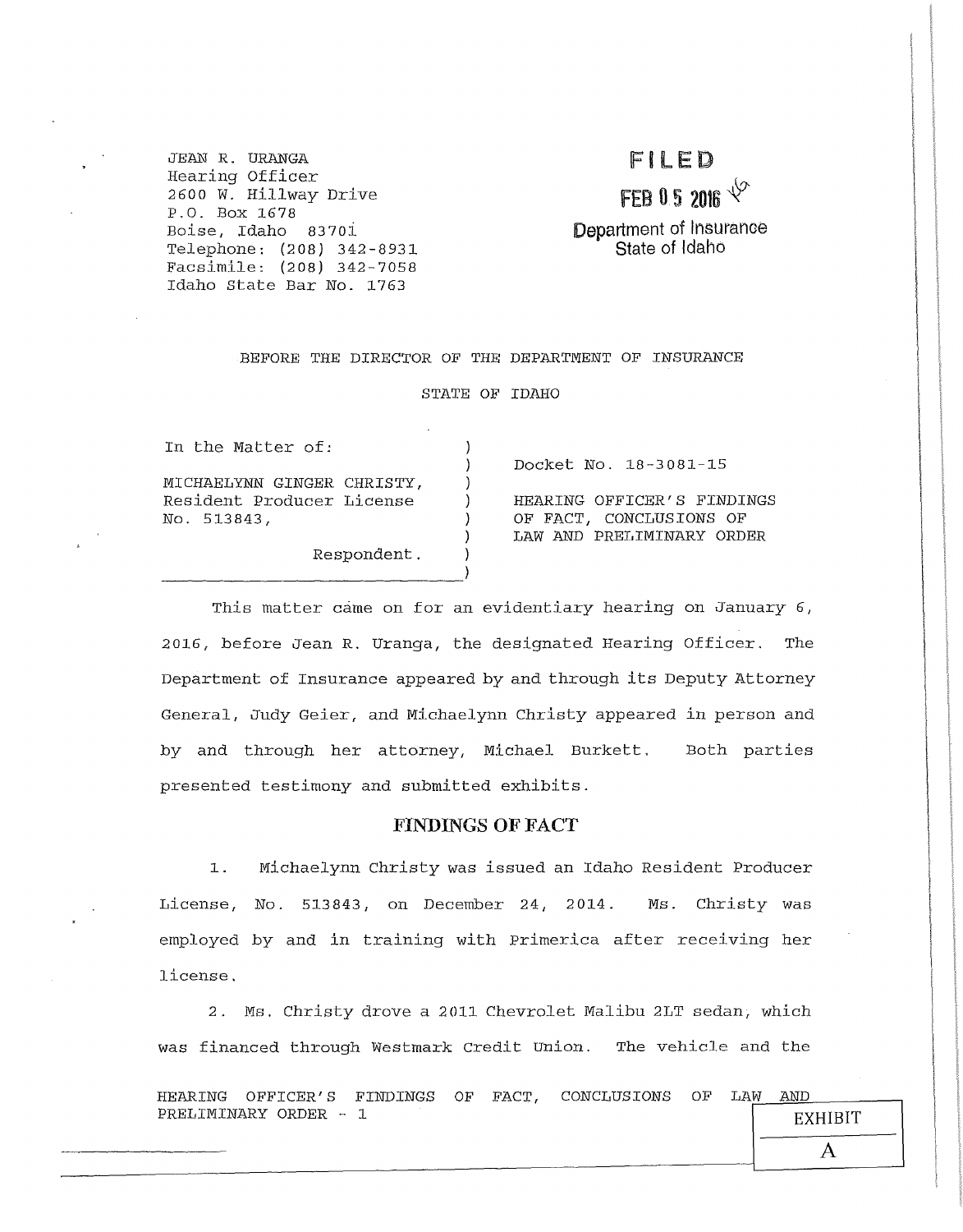JEAN R. URANGA
Hearing Officer
2600 W. Hillway Drive
P.O. Box 1678
Boise, Idaho 83701
Telephone: (208) 342-8931
Facsimile: (208) 342-7058
Idaho State Bar No. 1763

FILED
FEB 05 2016
Department of Insurance
State of Idaho

BEFORE THE DIRECTOR OF THE DEPARTMENT OF INSURANCE

STATE OF IDAHO

| | |
|---|---|
| In the Matter of: | Docket No. 18-3081-15 |
| MICHAELYNN GINGER CHRISTY, Resident Producer License No. 513843, | HEARING OFFICER'S FINDINGS OF FACT, CONCLUSIONS OF LAW AND PRELIMINARY ORDER |
| Respondent. | |

This matter came on for an evidentiary hearing on January 6, 2016, before Jean R. Uranga, the designated Hearing Officer. The Department of Insurance appeared by and through its Deputy Attorney General, Judy Geier, and Michaelynn Christy appeared in person and by and through her attorney, Michael Burkett. Both parties presented testimony and submitted exhibits.

## FINDINGS OF FACT

1. Michaelynn Christy was issued an Idaho Resident Producer License, No. 513843, on December 24, 2014. Ms. Christy was employed by and in training with Primerica after receiving her license.

2. Ms. Christy drove a 2011 Chevrolet Malibu 2LT sedan, which was financed through Westmark Credit Union. The vehicle and the

HEARING OFFICER'S FINDINGS OF FACT, CONCLUSIONS OF LAW AND PRELIMINARY ORDER - 1

EXHIBIT A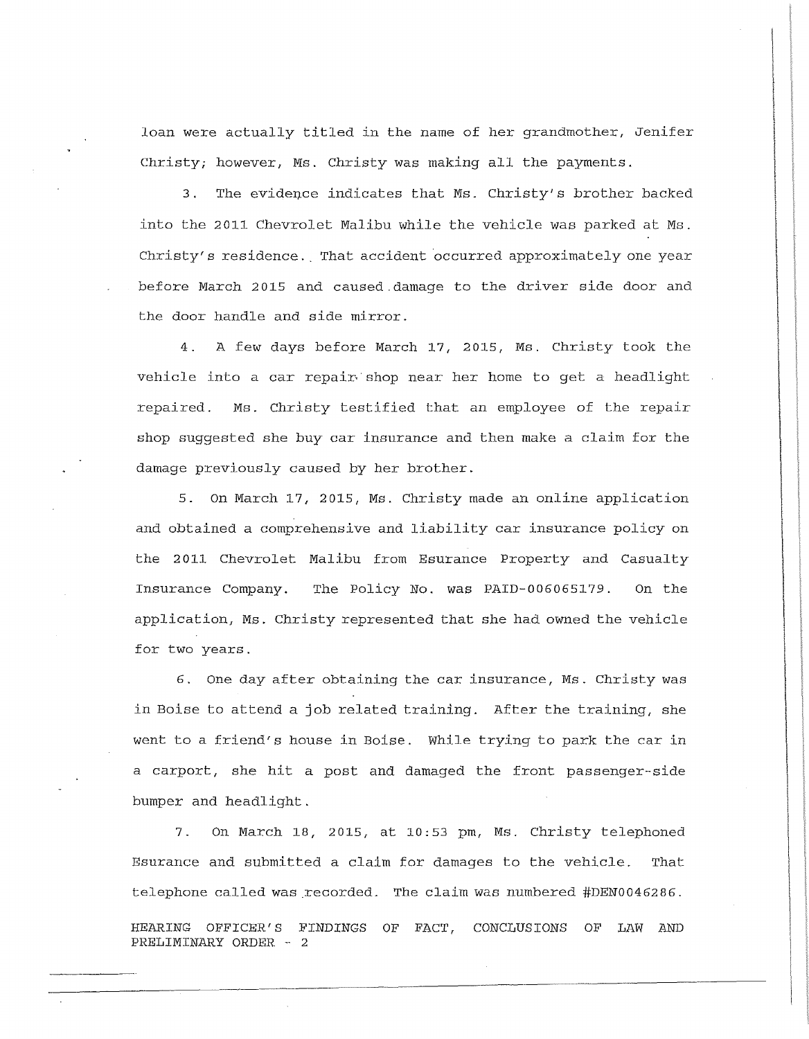loan were actually titled in the name of her grandmother, Jenifer Christy; however, Ms. Christy was making all the payments.

3. The evidence indicates that Ms. Christy's brother backed into the 2011 Chevrolet Malibu while the vehicle was parked at Ms. Christy's residence. That accident occurred approximately one year before March 2015 and caused damage to the driver side door and the door handle and side mirror.

4. A few days before March 17, 2015, Ms. Christy took the vehicle into a car repair shop near her home to get a headlight repaired. Ms. Christy testified that an employee of the repair shop suggested she buy car insurance and then make a claim for the damage previously caused by her brother.

5. On March 17, 2015, Ms. Christy made an online application and obtained a comprehensive and liability car insurance policy on the 2011 Chevrolet Malibu from Esurance Property and Casualty Insurance Company. The Policy No. was PAID-006065179. On the application, Ms. Christy represented that she had owned the vehicle for two years.

6. One day after obtaining the car insurance, Ms. Christy was in Boise to attend a job related training. After the training, she went to a friend's house in Boise. While trying to park the car in a carport, she hit a post and damaged the front passenger-side bumper and headlight.

7. On March 18, 2015, at 10:53 pm, Ms. Christy telephoned Esurance and submitted a claim for damages to the vehicle. That telephone called was recorded. The claim was numbered #DEN0046286.

HEARING OFFICER'S FINDINGS OF FACT, CONCLUSIONS OF LAW AND PRELIMINARY ORDER - 2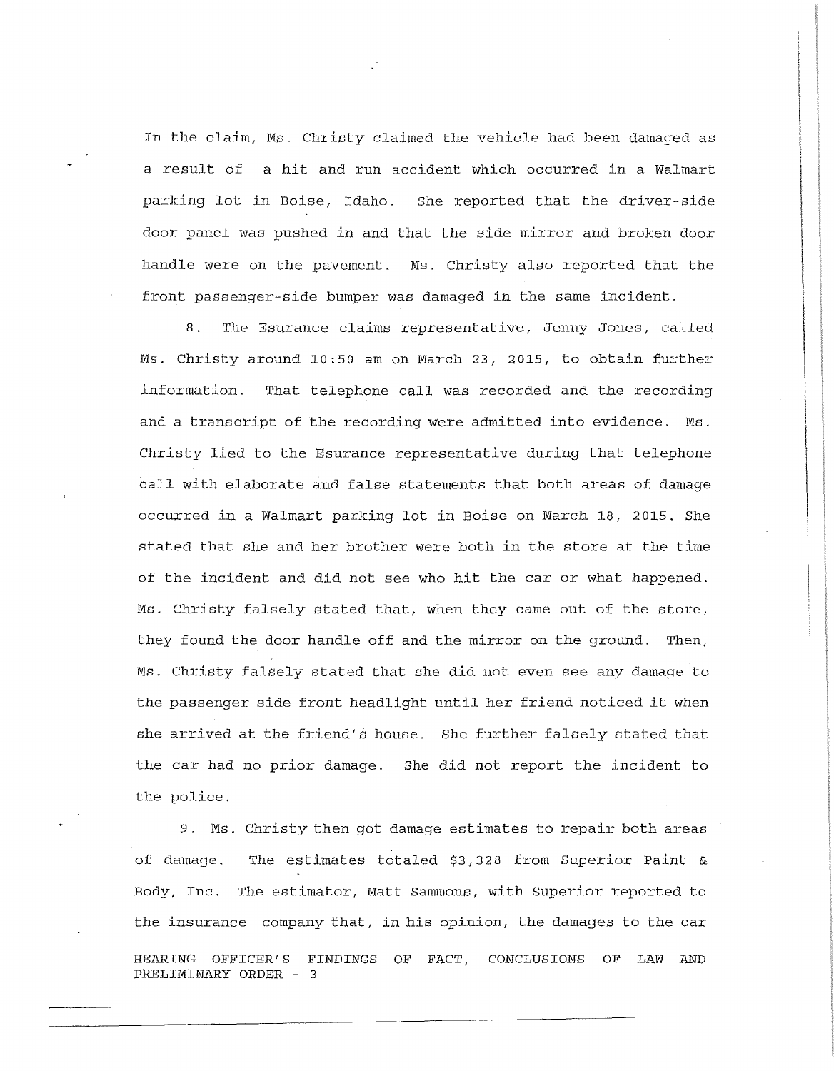In the claim, Ms. Christy claimed the vehicle had been damaged as a result of a hit and run accident which occurred in a Walmart parking lot in Boise, Idaho. She reported that the driver-side door panel was pushed in and that the side mirror and broken door handle were on the pavement. Ms. Christy also reported that the front passenger-side bumper was damaged in the same incident.

8. The Esurance claims representative, Jenny Jones, called Ms. Christy around 10:50 am on March 23, 2015, to obtain further information. That telephone call was recorded and the recording and a transcript of the recording were admitted into evidence. Ms. Christy lied to the Esurance representative during that telephone call with elaborate and false statements that both areas of damage occurred in a Walmart parking lot in Boise on March 18, 2015. She stated that she and her brother were both in the store at the time of the incident and did not see who hit the car or what happened. Ms. Christy falsely stated that, when they came out of the store, they found the door handle off and the mirror on the ground. Then, Ms. Christy falsely stated that she did not even see any damage to the passenger side front headlight until her friend noticed it when she arrived at the friend's house. She further falsely stated that the car had no prior damage. She did not report the incident to the police.

9. Ms. Christy then got damage estimates to repair both areas of damage. The estimates totaled $3,328 from Superior Paint & Body, Inc. The estimator, Matt Sammons, with Superior reported to the insurance company that, in his opinion, the damages to the car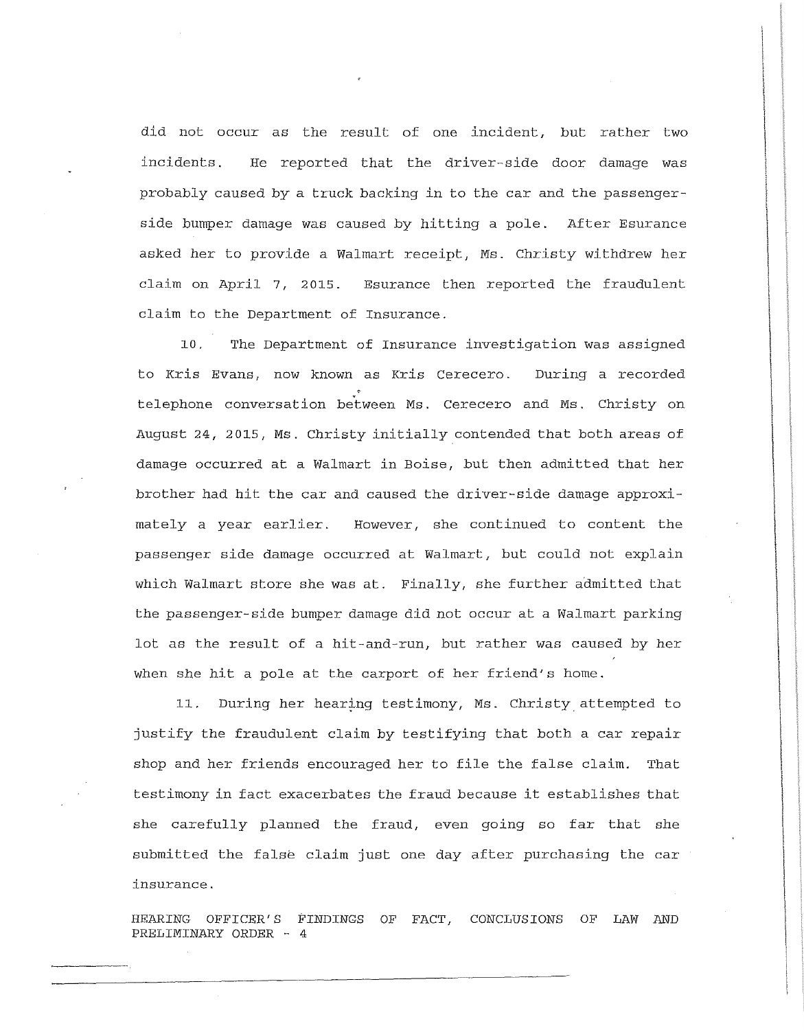did not occur as the result of one incident, but rather two incidents. He reported that the driver-side door damage was probably caused by a truck backing in to the car and the passenger-side bumper damage was caused by hitting a pole. After Esurance asked her to provide a Walmart receipt, Ms. Christy withdrew her claim on April 7, 2015. Esurance then reported the fraudulent claim to the Department of Insurance.

10. The Department of Insurance investigation was assigned to Kris Evans, now known as Kris Cerecero. During a recorded telephone conversation between Ms. Cerecero and Ms. Christy on August 24, 2015, Ms. Christy initially contended that both areas of damage occurred at a Walmart in Boise, but then admitted that her brother had hit the car and caused the driver-side damage approximately a year earlier. However, she continued to content the passenger side damage occurred at Walmart, but could not explain which Walmart store she was at. Finally, she further admitted that the passenger-side bumper damage did not occur at a Walmart parking lot as the result of a hit-and-run, but rather was caused by her when she hit a pole at the carport of her friend's home.

11. During her hearing testimony, Ms. Christy attempted to justify the fraudulent claim by testifying that both a car repair shop and her friends encouraged her to file the false claim. That testimony in fact exacerbates the fraud because it establishes that she carefully planned the fraud, even going so far that she submitted the false claim just one day after purchasing the car insurance.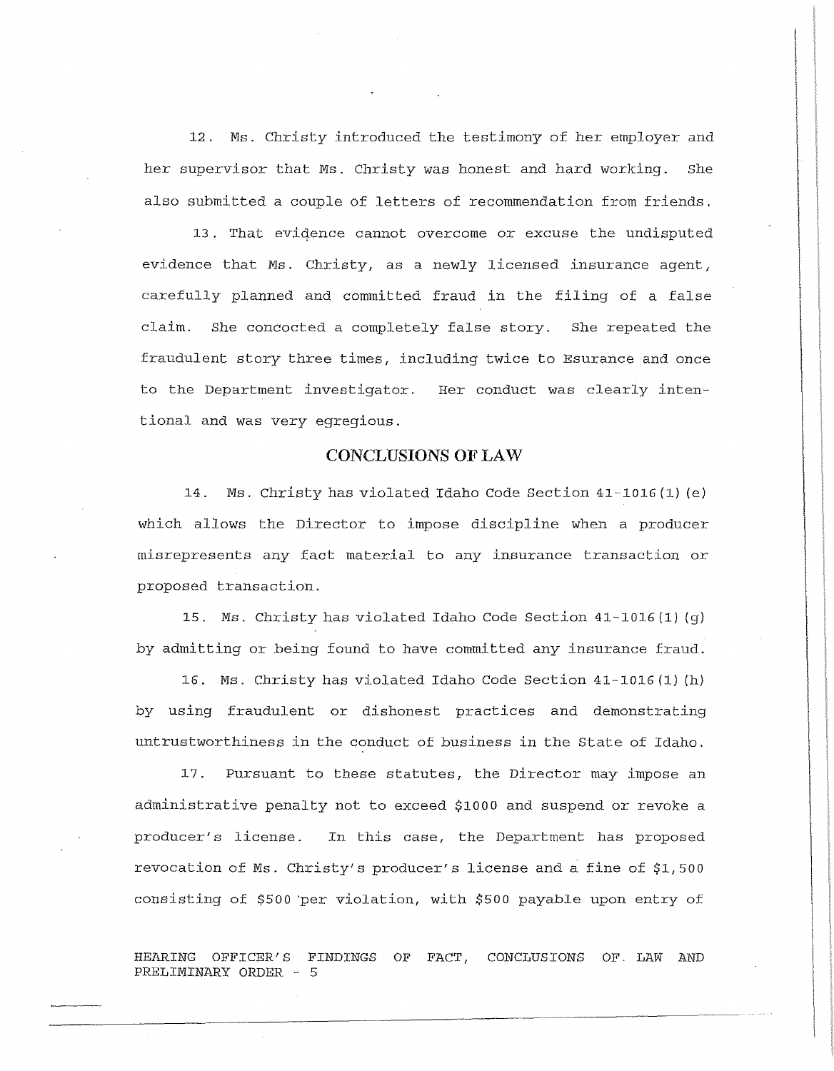12. Ms. Christy introduced the testimony of her employer and her supervisor that Ms. Christy was honest and hard working. She also submitted a couple of letters of recommendation from friends.

13. That evidence cannot overcome or excuse the undisputed evidence that Ms. Christy, as a newly licensed insurance agent, carefully planned and committed fraud in the filing of a false claim. She concocted a completely false story. She repeated the fraudulent story three times, including twice to Esurance and once to the Department investigator. Her conduct was clearly intentional and was very egregious.

## CONCLUSIONS OF LAW

14. Ms. Christy has violated Idaho Code Section 41-1016(1)(e) which allows the Director to impose discipline when a producer misrepresents any fact material to any insurance transaction or proposed transaction.

15. Ms. Christy has violated Idaho Code Section 41-1016(1)(g) by admitting or being found to have committed any insurance fraud.

16. Ms. Christy has violated Idaho Code Section 41-1016(1)(h) by using fraudulent or dishonest practices and demonstrating untrustworthiness in the conduct of business in the State of Idaho.

17. Pursuant to these statutes, the Director may impose an administrative penalty not to exceed $1000 and suspend or revoke a producer's license. In this case, the Department has proposed revocation of Ms. Christy's producer's license and a fine of $1,500 consisting of $500 per violation, with $500 payable upon entry of

HEARING OFFICER'S FINDINGS OF FACT, CONCLUSIONS OF LAW AND PRELIMINARY ORDER - 5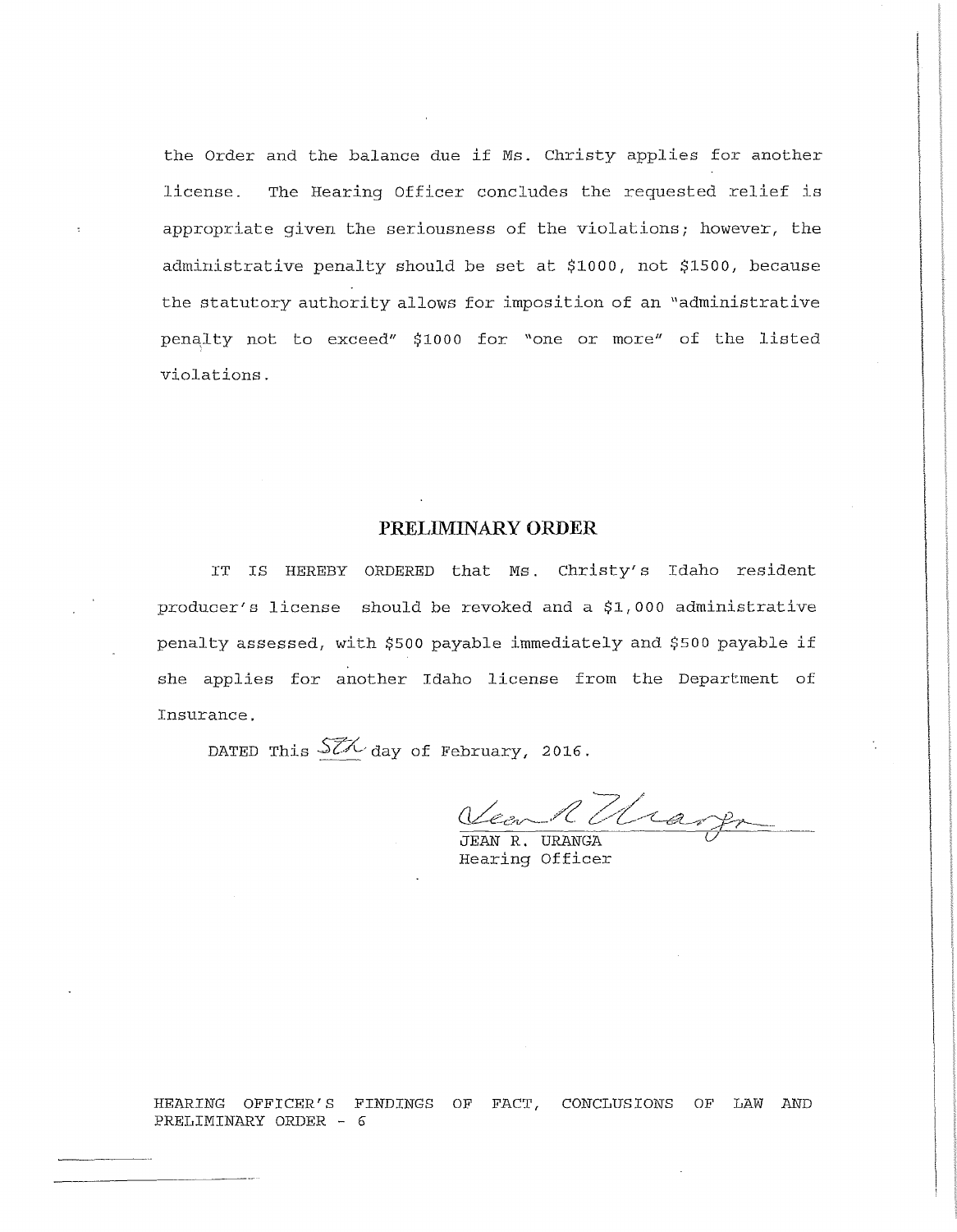the Order and the balance due if Ms. Christy applies for another license. The Hearing Officer concludes the requested relief is appropriate given the seriousness of the violations; however, the administrative penalty should be set at $1000, not $1500, because the statutory authority allows for imposition of an "administrative penalty not to exceed" $1000 for "one or more" of the listed violations.

## PRELIMINARY ORDER

IT IS HEREBY ORDERED that Ms. Christy's Idaho resident producer's license should be revoked and a $1,000 administrative penalty assessed, with $500 payable immediately and $500 payable if she applies for another Idaho license from the Department of Insurance.

DATED This 5th day of February, 2016.

JEAN R. URANGA
Hearing Officer

HEARING OFFICER'S FINDINGS OF FACT, CONCLUSIONS OF LAW AND PRELIMINARY ORDER - 6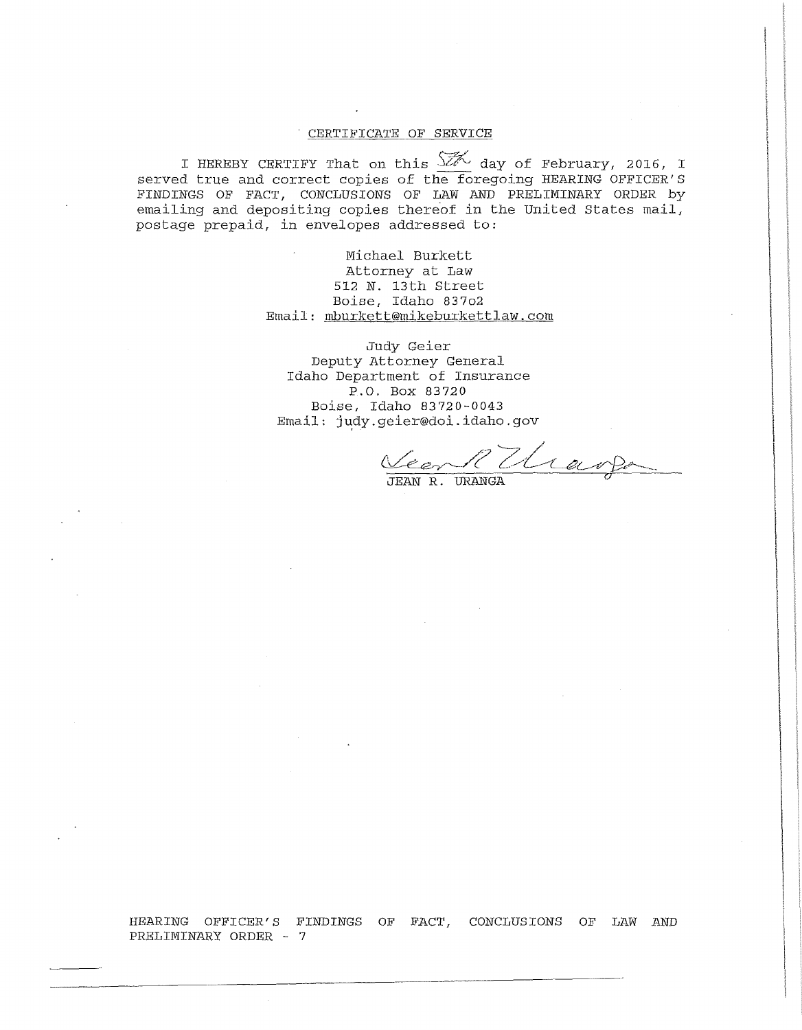## CERTIFICATE OF SERVICE

I HEREBY CERTIFY That on this 5th day of February, 2016, I served true and correct copies of the foregoing HEARING OFFICER'S FINDINGS OF FACT, CONCLUSIONS OF LAW AND PRELIMINARY ORDER by emailing and depositing copies thereof in the United States mail, postage prepaid, in envelopes addressed to:

Michael Burkett
Attorney at Law
512 N. 13th Street
Boise, Idaho 837o2
Email: mburkett@mikeburkettlaw.com

Judy Geier
Deputy Attorney General
Idaho Department of Insurance
P.O. Box 83720
Boise, Idaho 83720-0043
Email: judy.geier@doi.idaho.gov

Jean R Uranga
JEAN R. URANGA